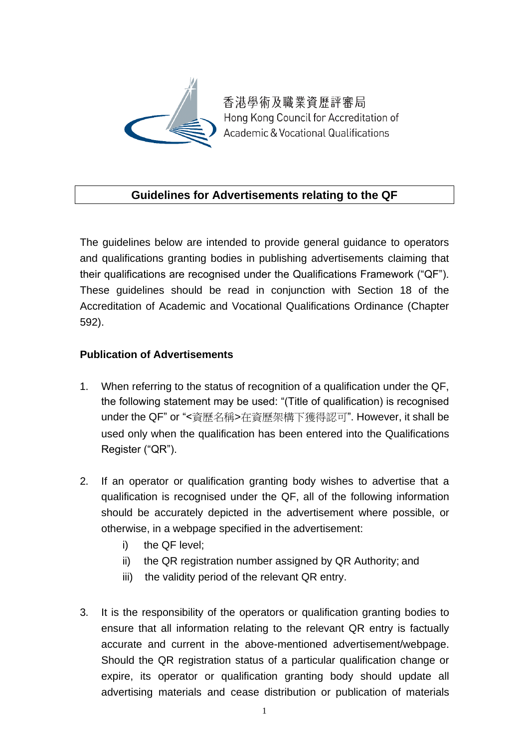香港學術及職業資歷評審局
Hong Kong Council for Accreditation of Academic & Vocational Qualifications

# Guidelines for Advertisements relating to the QF

The guidelines below are intended to provide general guidance to operators and qualifications granting bodies in publishing advertisements claiming that their qualifications are recognised under the Qualifications Framework ("QF"). These guidelines should be read in conjunction with Section 18 of the Accreditation of Academic and Vocational Qualifications Ordinance (Chapter 592).

**Publication of Advertisements**

1. When referring to the status of recognition of a qualification under the QF, the following statement may be used: "(Title of qualification) is recognised under the QF" or "<資歷名稱>在資歷架構下獲得認可". However, it shall be used only when the qualification has been entered into the Qualifications Register ("QR").

2. If an operator or qualification granting body wishes to advertise that a qualification is recognised under the QF, all of the following information should be accurately depicted in the advertisement where possible, or otherwise, in a webpage specified in the advertisement:
   - i) the QF level;
   - ii) the QR registration number assigned by QR Authority; and
   - iii) the validity period of the relevant QR entry.

3. It is the responsibility of the operators or qualification granting bodies to ensure that all information relating to the relevant QR entry is factually accurate and current in the above-mentioned advertisement/webpage. Should the QR registration status of a particular qualification change or expire, its operator or qualification granting body should update all advertising materials and cease distribution or publication of materials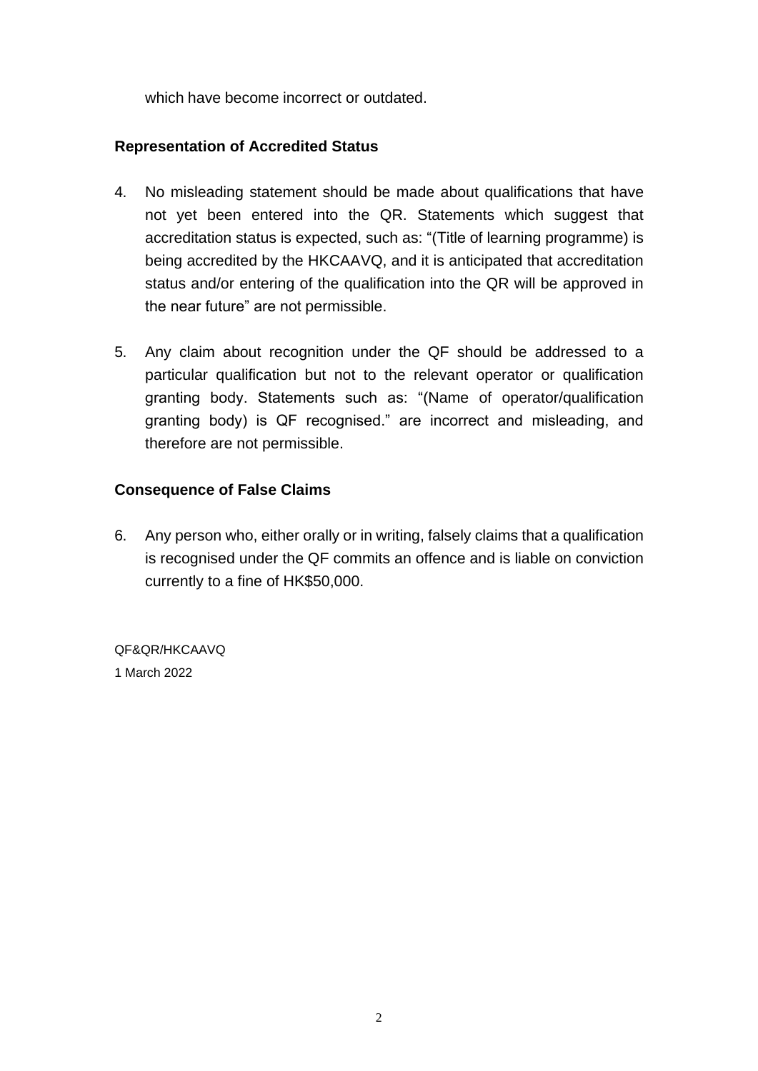which have become incorrect or outdated.

**Representation of Accredited Status**

4. No misleading statement should be made about qualifications that have not yet been entered into the QR. Statements which suggest that accreditation status is expected, such as: "(Title of learning programme) is being accredited by the HKCAAVQ, and it is anticipated that accreditation status and/or entering of the qualification into the QR will be approved in the near future" are not permissible.

5. Any claim about recognition under the QF should be addressed to a particular qualification but not to the relevant operator or qualification granting body. Statements such as: "(Name of operator/qualification granting body) is QF recognised." are incorrect and misleading, and therefore are not permissible.

**Consequence of False Claims**

6. Any person who, either orally or in writing, falsely claims that a qualification is recognised under the QF commits an offence and is liable on conviction currently to a fine of HK$50,000.

QF&QR/HKCAAVQ
1 March 2022